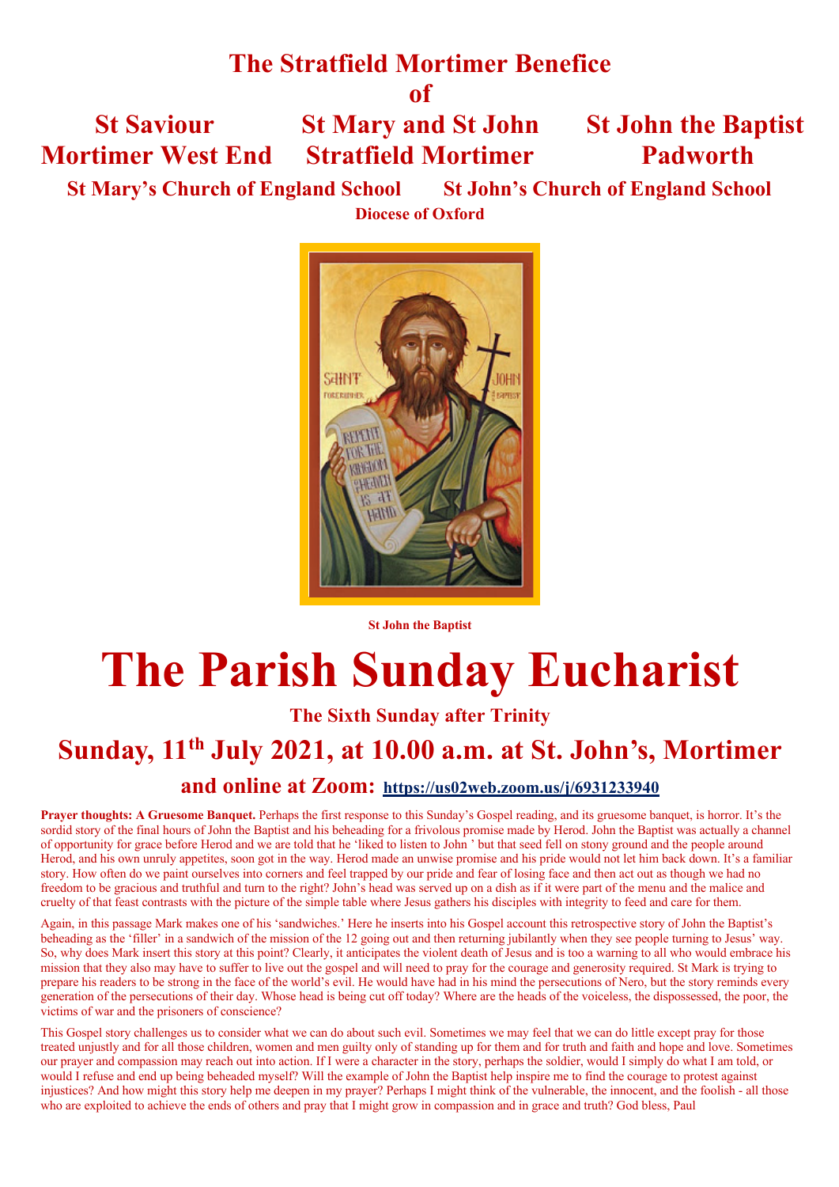# The Stratfield Mortimer Benefice
# of

**St Saviour** Mortimer West End

**St Mary and St John** Stratfield Mortimer

**St John the Baptist** Padworth

**St Mary's Church of England School** **St John's Church of England School**

**Diocese of Oxford**

**St John the Baptist**

# The Parish Sunday Eucharist

## The Sixth Sunday after Trinity

## Sunday, 11th July 2021, at 10.00 a.m. at St. John's, Mortimer

### and online at Zoom: https://us02web.zoom.us/j/6931233940

**Prayer thoughts: A Gruesome Banquet.** Perhaps the first response to this Sunday's Gospel reading, and its gruesome banquet, is horror. It's the sordid story of the final hours of John the Baptist and his beheading for a frivolous promise made by Herod. John the Baptist was actually a channel of opportunity for grace before Herod and we are told that he 'liked to listen to John ' but that seed fell on stony ground and the people around Herod, and his own unruly appetites, soon got in the way. Herod made an unwise promise and his pride would not let him back down. It's a familiar story. How often do we paint ourselves into corners and feel trapped by our pride and fear of losing face and then act out as though we had no freedom to be gracious and truthful and turn to the right? John's head was served up on a dish as if it were part of the menu and the malice and cruelty of that feast contrasts with the picture of the simple table where Jesus gathers his disciples with integrity to feed and care for them.

Again, in this passage Mark makes one of his 'sandwiches.' Here he inserts into his Gospel account this retrospective story of John the Baptist's beheading as the 'filler' in a sandwich of the mission of the 12 going out and then returning jubilantly when they see people turning to Jesus' way. So, why does Mark insert this story at this point? Clearly, it anticipates the violent death of Jesus and is too a warning to all who would embrace his mission that they also may have to suffer to live out the gospel and will need to pray for the courage and generosity required. St Mark is trying to prepare his readers to be strong in the face of the world's evil. He would have had in his mind the persecutions of Nero, but the story reminds every generation of the persecutions of their day. Whose head is being cut off today? Where are the heads of the voiceless, the dispossessed, the poor, the victims of war and the prisoners of conscience?

This Gospel story challenges us to consider what we can do about such evil. Sometimes we may feel that we can do little except pray for those treated unjustly and for all those children, women and men guilty only of standing up for them and for truth and faith and hope and love. Sometimes our prayer and compassion may reach out into action. If I were a character in the story, perhaps the soldier, would I simply do what I am told, or would I refuse and end up being beheaded myself? Will the example of John the Baptist help inspire me to find the courage to protest against injustices? And how might this story help me deepen in my prayer? Perhaps I might think of the vulnerable, the innocent, and the foolish - all those who are exploited to achieve the ends of others and pray that I might grow in compassion and in grace and truth? God bless, Paul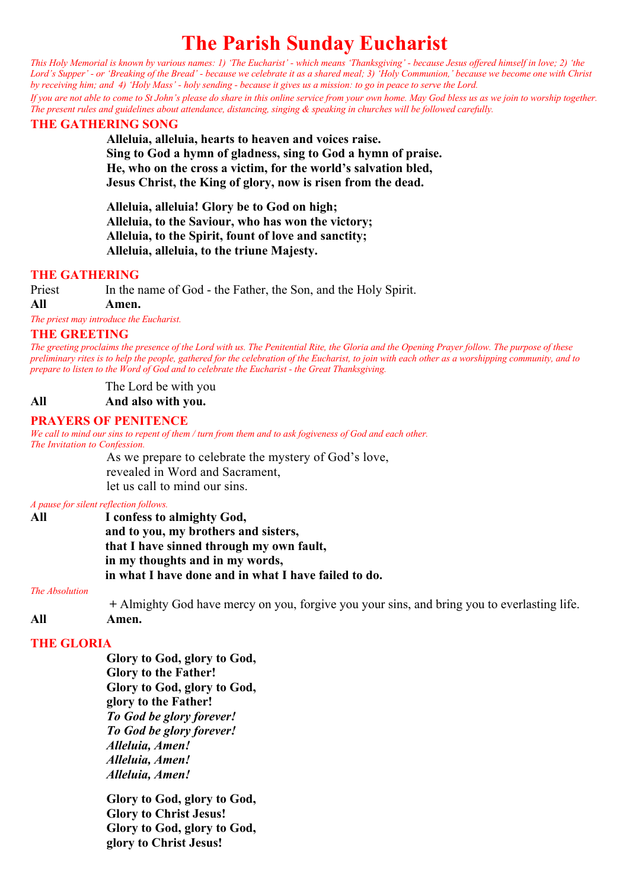# The Parish Sunday Eucharist

*This Holy Memorial is known by various names: 1) 'The Eucharist' - which means 'Thanksgiving' - because Jesus offered himself in love; 2) 'the Lord's Supper' - or 'Breaking of the Bread' - because we celebrate it as a shared meal; 3) 'Holy Communion,' because we become one with Christ by receiving him; and 4) 'Holy Mass' - holy sending - because it gives us a mission: to go in peace to serve the Lord.*

*If you are not able to come to St John's please do share in this online service from your own home. May God bless us as we join to worship together. The present rules and guidelines about attendance, distancing, singing & speaking in churches will be followed carefully.*

## THE GATHERING SONG

**Alleluia, alleluia, hearts to heaven and voices raise.**
**Sing to God a hymn of gladness, sing to God a hymn of praise.**
**He, who on the cross a victim, for the world's salvation bled,**
**Jesus Christ, the King of glory, now is risen from the dead.**

**Alleluia, alleluia! Glory be to God on high;**
**Alleluia, to the Saviour, who has won the victory;**
**Alleluia, to the Spirit, fount of love and sanctity;**
**Alleluia, alleluia, to the triune Majesty.**

## THE GATHERING

Priest — In the name of God - the Father, the Son, and the Holy Spirit.
**All — Amen.**

*The priest may introduce the Eucharist.*

## THE GREETING

*The greeting proclaims the presence of the Lord with us. The Penitential Rite, the Gloria and the Opening Prayer follow. The purpose of these preliminary rites is to help the people, gathered for the celebration of the Eucharist, to join with each other as a worshipping community, and to prepare to listen to the Word of God and to celebrate the Eucharist - the Great Thanksgiving.*

The Lord be with you
**All — And also with you.**

## PRAYERS OF PENITENCE

*We call to mind our sins to repent of them / turn from them and to ask fogiveness of God and each other.*
*The Invitation to Confession.*

As we prepare to celebrate the mystery of God's love,
revealed in Word and Sacrament,
let us call to mind our sins.

*A pause for silent reflection follows.*

**All — I confess to almighty God,**
**and to you, my brothers and sisters,**
**that I have sinned through my own fault,**
**in my thoughts and in my words,**
**in what I have done and in what I have failed to do.**

*The Absolution*

+ Almighty God have mercy on you, forgive you your sins, and bring you to everlasting life.
**All — Amen.**

## THE GLORIA

**Glory to God, glory to God,**
**Glory to the Father!**
**Glory to God, glory to God,**
**glory to the Father!**
***To God be glory forever!***
***To God be glory forever!***
***Alleluia, Amen!***
***Alleluia, Amen!***
***Alleluia, Amen!***

**Glory to God, glory to God,**
**Glory to Christ Jesus!**
**Glory to God, glory to God,**
**glory to Christ Jesus!**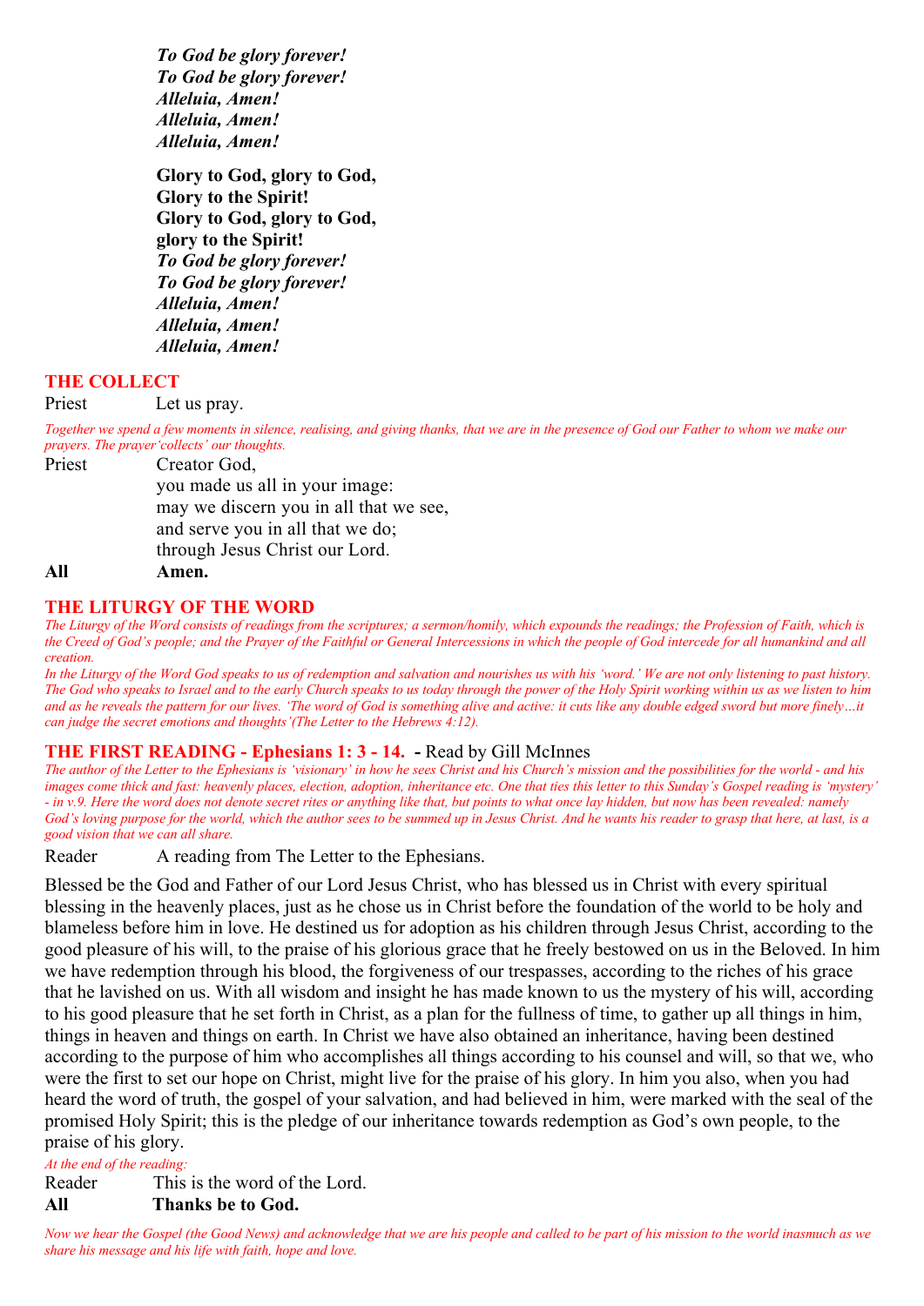***To God be glory forever!***
***To God be glory forever!***
***Alleluia, Amen!***
***Alleluia, Amen!***
***Alleluia, Amen!***

**Glory to God, glory to God,**
**Glory to the Spirit!**
**Glory to God, glory to God,**
**glory to the Spirit!**
***To God be glory forever!***
***To God be glory forever!***
***Alleluia, Amen!***
***Alleluia, Amen!***
***Alleluia, Amen!***

## THE COLLECT

Priest  Let us pray.

*Together we spend a few moments in silence, realising, and giving thanks, that we are in the presence of God our Father to whom we make our prayers. The prayer'collects' our thoughts.*

Priest  Creator God,
you made us all in your image:
may we discern you in all that we see,
and serve you in all that we do;
through Jesus Christ our Lord.

**All  Amen.**

## THE LITURGY OF THE WORD

*The Liturgy of the Word consists of readings from the scriptures; a sermon/homily, which expounds the readings; the Profession of Faith, which is the Creed of God's people; and the Prayer of the Faithful or General Intercessions in which the people of God intercede for all humankind and all creation.*

*In the Liturgy of the Word God speaks to us of redemption and salvation and nourishes us with his 'word.' We are not only listening to past history. The God who speaks to Israel and to the early Church speaks to us today through the power of the Holy Spirit working within us as we listen to him and as he reveals the pattern for our lives. 'The word of God is something alive and active: it cuts like any double edged sword but more finely…it can judge the secret emotions and thoughts'(The Letter to the Hebrews 4:12).*

## THE FIRST READING - Ephesians 1: 3 - 14. - Read by Gill McInnes

*The author of the Letter to the Ephesians is 'visionary' in how he sees Christ and his Church's mission and the possibilities for the world - and his images come thick and fast: heavenly places, election, adoption, inheritance etc. One that ties this letter to this Sunday's Gospel reading is 'mystery' - in v.9. Here the word does not denote secret rites or anything like that, but points to what once lay hidden, but now has been revealed: namely God's loving purpose for the world, which the author sees to be summed up in Jesus Christ. And he wants his reader to grasp that here, at last, is a good vision that we can all share.*

Reader  A reading from The Letter to the Ephesians.

Blessed be the God and Father of our Lord Jesus Christ, who has blessed us in Christ with every spiritual blessing in the heavenly places, just as he chose us in Christ before the foundation of the world to be holy and blameless before him in love. He destined us for adoption as his children through Jesus Christ, according to the good pleasure of his will, to the praise of his glorious grace that he freely bestowed on us in the Beloved. In him we have redemption through his blood, the forgiveness of our trespasses, according to the riches of his grace that he lavished on us. With all wisdom and insight he has made known to us the mystery of his will, according to his good pleasure that he set forth in Christ, as a plan for the fullness of time, to gather up all things in him, things in heaven and things on earth. In Christ we have also obtained an inheritance, having been destined according to the purpose of him who accomplishes all things according to his counsel and will, so that we, who were the first to set our hope on Christ, might live for the praise of his glory. In him you also, when you had heard the word of truth, the gospel of your salvation, and had believed in him, were marked with the seal of the promised Holy Spirit; this is the pledge of our inheritance towards redemption as God's own people, to the praise of his glory.

*At the end of the reading:*

Reader  This is the word of the Lord.

**All  Thanks be to God.**

*Now we hear the Gospel (the Good News) and acknowledge that we are his people and called to be part of his mission to the world inasmuch as we share his message and his life with faith, hope and love.*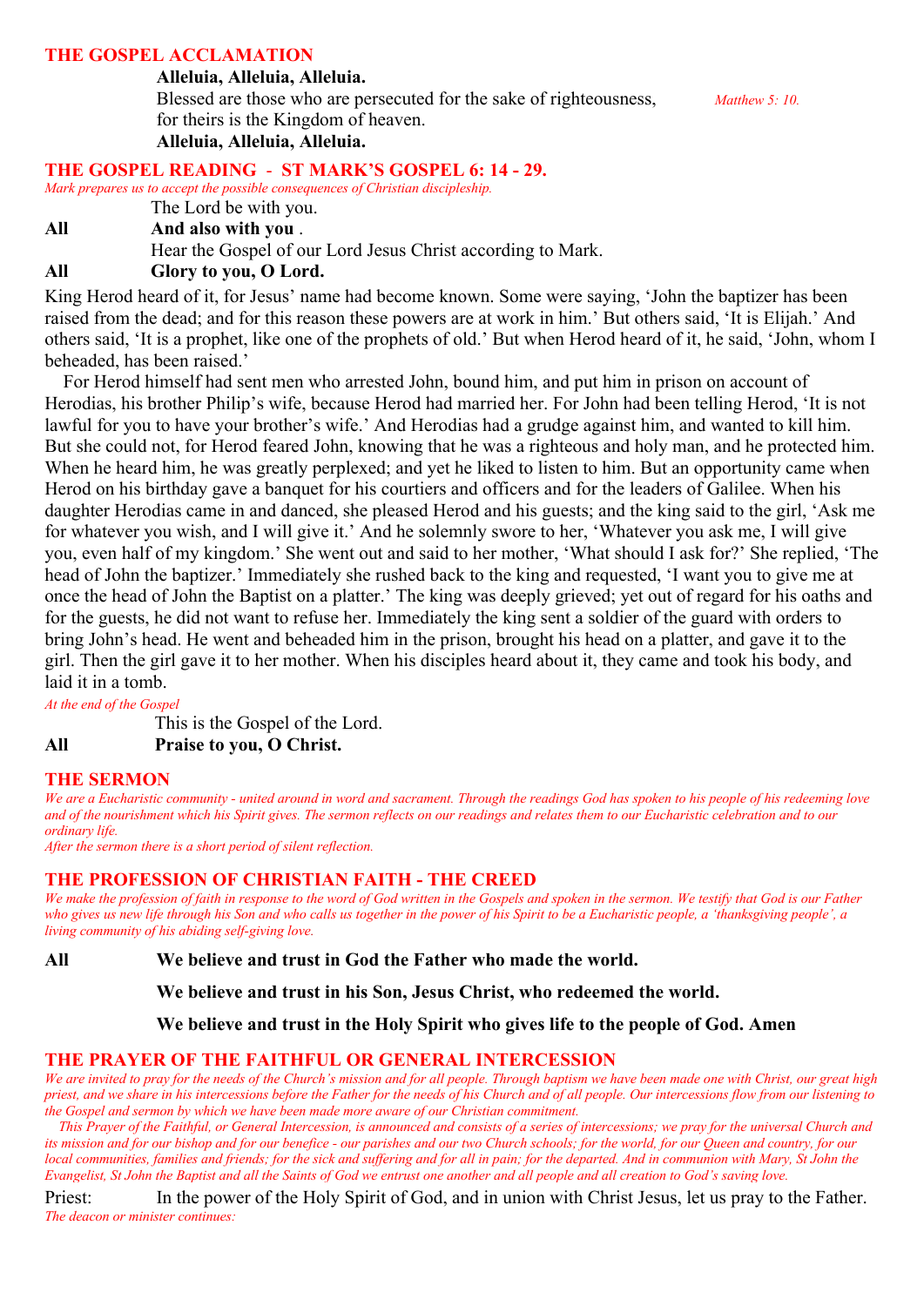## THE GOSPEL ACCLAMATION

**Alleluia, Alleluia, Alleluia.**
Blessed are those who are persecuted for the sake of righteousness, *Matthew 5: 10.*
for theirs is the Kingdom of heaven.
**Alleluia, Alleluia, Alleluia.**

## THE GOSPEL READING - ST MARK'S GOSPEL 6: 14 - 29.

*Mark prepares us to accept the possible consequences of Christian discipleship.*

The Lord be with you.
**All And also with you .**
Hear the Gospel of our Lord Jesus Christ according to Mark.
**All Glory to you, O Lord.**

King Herod heard of it, for Jesus' name had become known. Some were saying, 'John the baptizer has been raised from the dead; and for this reason these powers are at work in him.' But others said, 'It is Elijah.' And others said, 'It is a prophet, like one of the prophets of old.' But when Herod heard of it, he said, 'John, whom I beheaded, has been raised.'

For Herod himself had sent men who arrested John, bound him, and put him in prison on account of Herodias, his brother Philip's wife, because Herod had married her. For John had been telling Herod, 'It is not lawful for you to have your brother's wife.' And Herodias had a grudge against him, and wanted to kill him. But she could not, for Herod feared John, knowing that he was a righteous and holy man, and he protected him. When he heard him, he was greatly perplexed; and yet he liked to listen to him. But an opportunity came when Herod on his birthday gave a banquet for his courtiers and officers and for the leaders of Galilee. When his daughter Herodias came in and danced, she pleased Herod and his guests; and the king said to the girl, 'Ask me for whatever you wish, and I will give it.' And he solemnly swore to her, 'Whatever you ask me, I will give you, even half of my kingdom.' She went out and said to her mother, 'What should I ask for?' She replied, 'The head of John the baptizer.' Immediately she rushed back to the king and requested, 'I want you to give me at once the head of John the Baptist on a platter.' The king was deeply grieved; yet out of regard for his oaths and for the guests, he did not want to refuse her. Immediately the king sent a soldier of the guard with orders to bring John's head. He went and beheaded him in the prison, brought his head on a platter, and gave it to the girl. Then the girl gave it to her mother. When his disciples heard about it, they came and took his body, and laid it in a tomb.

*At the end of the Gospel*

This is the Gospel of the Lord.
**All Praise to you, O Christ.**

## THE SERMON

*We are a Eucharistic community - united around in word and sacrament. Through the readings God has spoken to his people of his redeeming love and of the nourishment which his Spirit gives. The sermon reflects on our readings and relates them to our Eucharistic celebration and to our ordinary life.*
*After the sermon there is a short period of silent reflection.*

## THE PROFESSION OF CHRISTIAN FAITH - THE CREED

*We make the profession of faith in response to the word of God written in the Gospels and spoken in the sermon. We testify that God is our Father who gives us new life through his Son and who calls us together in the power of his Spirit to be a Eucharistic people, a 'thanksgiving people', a living community of his abiding self-giving love.*

**All We believe and trust in God the Father who made the world.**

**We believe and trust in his Son, Jesus Christ, who redeemed the world.**

**We believe and trust in the Holy Spirit who gives life to the people of God. Amen**

## THE PRAYER OF THE FAITHFUL OR GENERAL INTERCESSION

*We are invited to pray for the needs of the Church's mission and for all people. Through baptism we have been made one with Christ, our great high priest, and we share in his intercessions before the Father for the needs of his Church and of all people. Our intercessions flow from our listening to the Gospel and sermon by which we have been made more aware of our Christian commitment.*

*This Prayer of the Faithful, or General Intercession, is announced and consists of a series of intercessions; we pray for the universal Church and its mission and for our bishop and for our benefice - our parishes and our two Church schools; for the world, for our Queen and country, for our local communities, families and friends; for the sick and suffering and for all in pain; for the departed. And in communion with Mary, St John the Evangelist, St John the Baptist and all the Saints of God we entrust one another and all people and all creation to God's saving love.*

Priest: In the power of the Holy Spirit of God, and in union with Christ Jesus, let us pray to the Father.
*The deacon or minister continues:*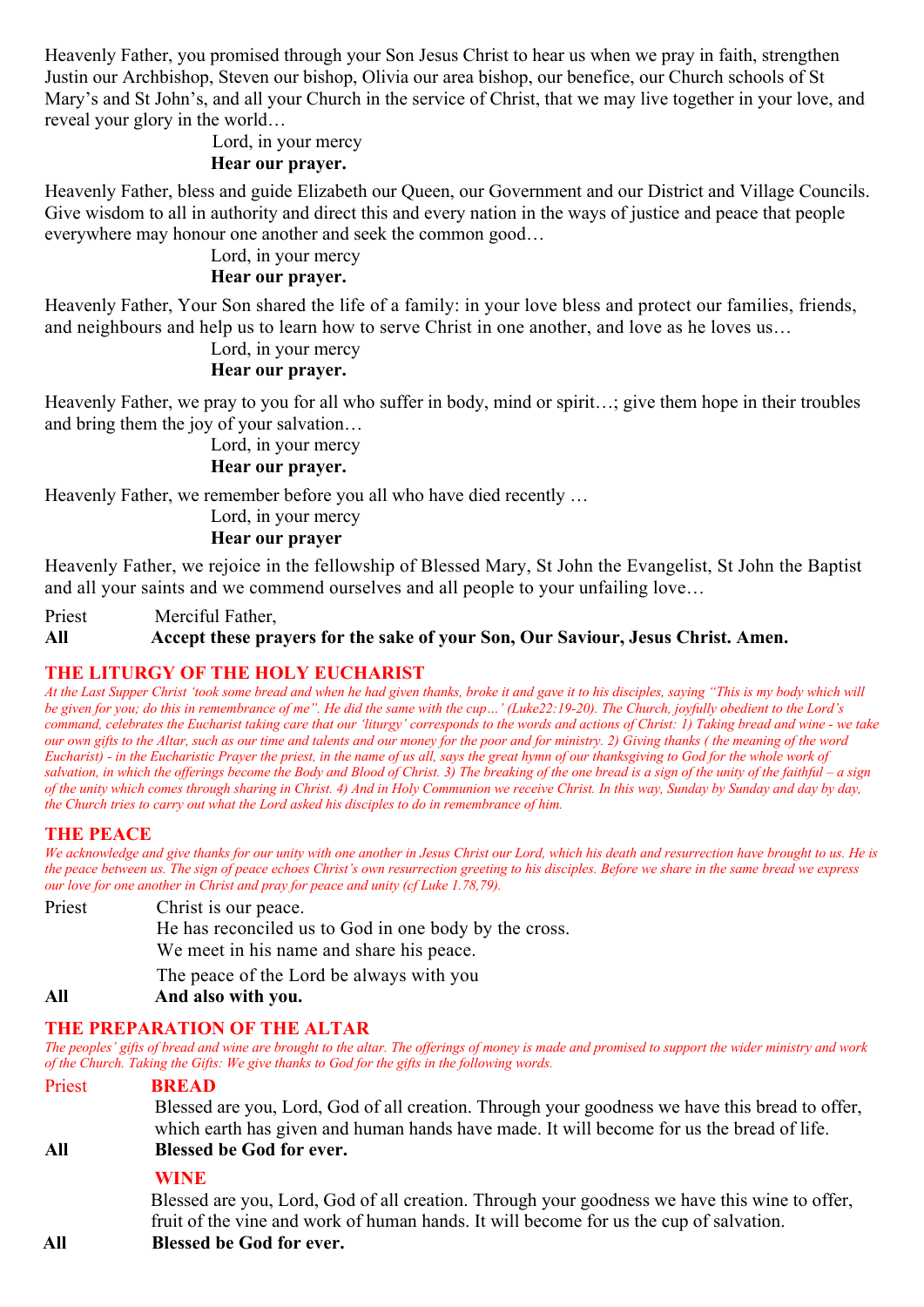Heavenly Father, you promised through your Son Jesus Christ to hear us when we pray in faith, strengthen Justin our Archbishop, Steven our bishop, Olivia our area bishop, our benefice, our Church schools of St Mary's and St John's, and all your Church in the service of Christ, that we may live together in your love, and reveal your glory in the world…

Lord, in your mercy
**Hear our prayer.**

Heavenly Father, bless and guide Elizabeth our Queen, our Government and our District and Village Councils. Give wisdom to all in authority and direct this and every nation in the ways of justice and peace that people everywhere may honour one another and seek the common good…

Lord, in your mercy
**Hear our prayer.**

Heavenly Father, Your Son shared the life of a family: in your love bless and protect our families, friends, and neighbours and help us to learn how to serve Christ in one another, and love as he loves us…

Lord, in your mercy
**Hear our prayer.**

Heavenly Father, we pray to you for all who suffer in body, mind or spirit…; give them hope in their troubles and bring them the joy of your salvation…

Lord, in your mercy
**Hear our prayer.**

Heavenly Father, we remember before you all who have died recently …

Lord, in your mercy
**Hear our prayer**

Heavenly Father, we rejoice in the fellowship of Blessed Mary, St John the Evangelist, St John the Baptist and all your saints and we commend ourselves and all people to your unfailing love…

Priest Merciful Father,
**All Accept these prayers for the sake of your Son, Our Saviour, Jesus Christ. Amen.**

## THE LITURGY OF THE HOLY EUCHARIST

*At the Last Supper Christ 'took some bread and when he had given thanks, broke it and gave it to his disciples, saying "This is my body which will be given for you; do this in remembrance of me". He did the same with the cup…' (Luke22:19-20). The Church, joyfully obedient to the Lord's command, celebrates the Eucharist taking care that our 'liturgy' corresponds to the words and actions of Christ: 1) Taking bread and wine - we take our own gifts to the Altar, such as our time and talents and our money for the poor and for ministry. 2) Giving thanks ( the meaning of the word Eucharist) - in the Eucharistic Prayer the priest, in the name of us all, says the great hymn of our thanksgiving to God for the whole work of salvation, in which the offerings become the Body and Blood of Christ. 3) The breaking of the one bread is a sign of the unity of the faithful – a sign of the unity which comes through sharing in Christ. 4) And in Holy Communion we receive Christ. In this way, Sunday by Sunday and day by day, the Church tries to carry out what the Lord asked his disciples to do in remembrance of him.*

## THE PEACE

*We acknowledge and give thanks for our unity with one another in Jesus Christ our Lord, which his death and resurrection have brought to us. He is the peace between us. The sign of peace echoes Christ's own resurrection greeting to his disciples. Before we share in the same bread we express our love for one another in Christ and pray for peace and unity (cf Luke 1.78,79).*

Priest Christ is our peace.
He has reconciled us to God in one body by the cross.
We meet in his name and share his peace.
The peace of the Lord be always with you
**All And also with you.**

## THE PREPARATION OF THE ALTAR

*The peoples' gifts of bread and wine are brought to the altar. The offerings of money is made and promised to support the wider ministry and work of the Church. Taking the Gifts: We give thanks to God for the gifts in the following words.*

Priest **BREAD**
Blessed are you, Lord, God of all creation. Through your goodness we have this bread to offer, which earth has given and human hands have made. It will become for us the bread of life.
**All Blessed be God for ever.**

**WINE**
Blessed are you, Lord, God of all creation. Through your goodness we have this wine to offer, fruit of the vine and work of human hands. It will become for us the cup of salvation.
**All Blessed be God for ever.**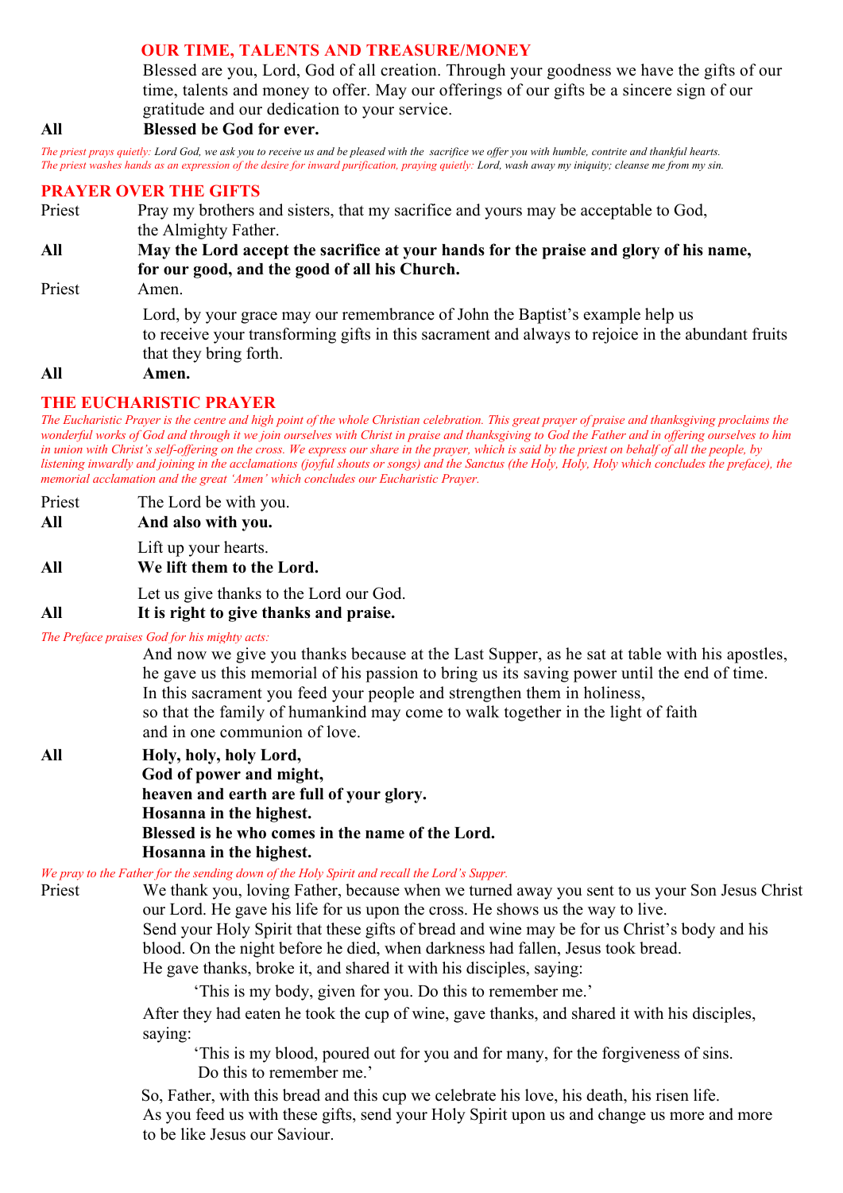## OUR TIME, TALENTS AND TREASURE/MONEY

Blessed are you, Lord, God of all creation. Through your goodness we have the gifts of our time, talents and money to offer. May our offerings of our gifts be a sincere sign of our gratitude and our dedication to your service.

**All** **Blessed be God for ever.**

*The priest prays quietly: Lord God, we ask you to receive us and be pleased with the sacrifice we offer you with humble, contrite and thankful hearts.*
*The priest washes hands as an expression of the desire for inward purification, praying quietly: Lord, wash away my iniquity; cleanse me from my sin.*

## PRAYER OVER THE GIFTS

Priest Pray my brothers and sisters, that my sacrifice and yours may be acceptable to God, the Almighty Father.

**All** **May the Lord accept the sacrifice at your hands for the praise and glory of his name, for our good, and the good of all his Church.**

Priest Amen.

Lord, by your grace may our remembrance of John the Baptist's example help us to receive your transforming gifts in this sacrament and always to rejoice in the abundant fruits that they bring forth.

**All** **Amen.**

## THE EUCHARISTIC PRAYER

*The Eucharistic Prayer is the centre and high point of the whole Christian celebration. This great prayer of praise and thanksgiving proclaims the wonderful works of God and through it we join ourselves with Christ in praise and thanksgiving to God the Father and in offering ourselves to him in union with Christ's self-offering on the cross. We express our share in the prayer, which is said by the priest on behalf of all the people, by listening inwardly and joining in the acclamations (joyful shouts or songs) and the Sanctus (the Holy, Holy, Holy which concludes the preface), the memorial acclamation and the great 'Amen' which concludes our Eucharistic Prayer.*

Priest The Lord be with you.

**All** **And also with you.**

Lift up your hearts.

**All** **We lift them to the Lord.**

Let us give thanks to the Lord our God.

**All** **It is right to give thanks and praise.**

*The Preface praises God for his mighty acts:*

And now we give you thanks because at the Last Supper, as he sat at table with his apostles, he gave us this memorial of his passion to bring us its saving power until the end of time. In this sacrament you feed your people and strengthen them in holiness, so that the family of humankind may come to walk together in the light of faith and in one communion of love.

**All** **Holy, holy, holy Lord,**
**God of power and might,**
**heaven and earth are full of your glory.**
**Hosanna in the highest.**
**Blessed is he who comes in the name of the Lord.**
**Hosanna in the highest.**

*We pray to the Father for the sending down of the Holy Spirit and recall the Lord's Supper.*

Priest We thank you, loving Father, because when we turned away you sent to us your Son Jesus Christ our Lord. He gave his life for us upon the cross. He shows us the way to live.
Send your Holy Spirit that these gifts of bread and wine may be for us Christ's body and his blood. On the night before he died, when darkness had fallen, Jesus took bread.
He gave thanks, broke it, and shared it with his disciples, saying:

'This is my body, given for you. Do this to remember me.'

After they had eaten he took the cup of wine, gave thanks, and shared it with his disciples, saying:

'This is my blood, poured out for you and for many, for the forgiveness of sins.
Do this to remember me.'

So, Father, with this bread and this cup we celebrate his love, his death, his risen life.
As you feed us with these gifts, send your Holy Spirit upon us and change us more and more to be like Jesus our Saviour.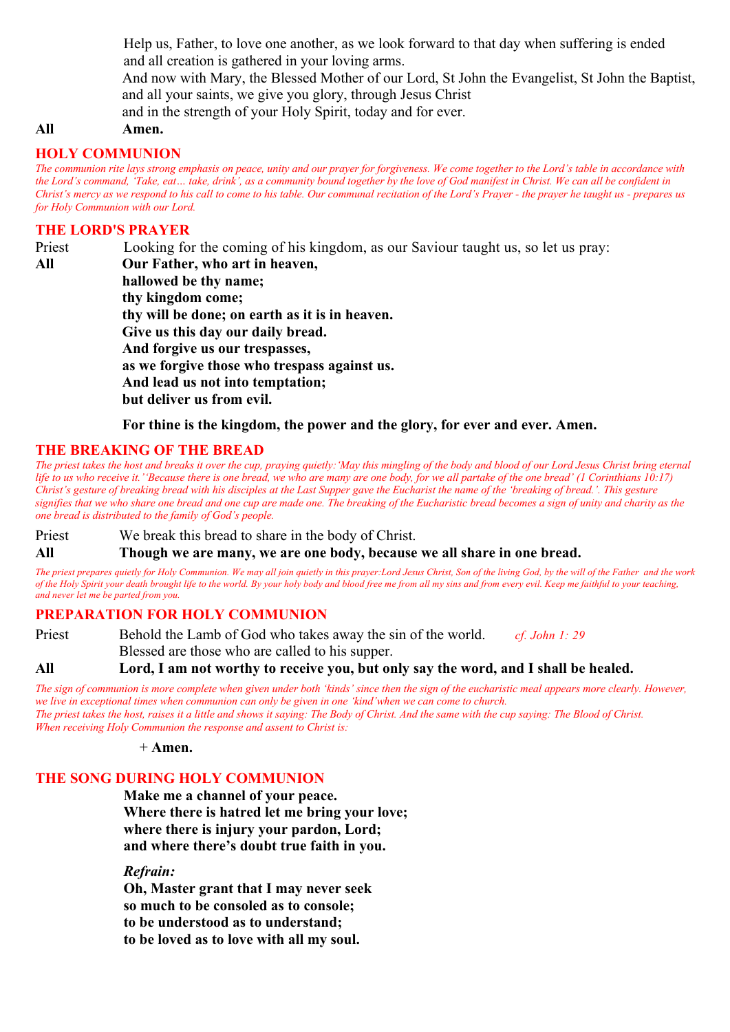Help us, Father, to love one another, as we look forward to that day when suffering is ended and all creation is gathered in your loving arms.
And now with Mary, the Blessed Mother of our Lord, St John the Evangelist, St John the Baptist, and all your saints, we give you glory, through Jesus Christ
and in the strength of your Holy Spirit, today and for ever.

**All** **Amen.**

## HOLY COMMUNION

*The communion rite lays strong emphasis on peace, unity and our prayer for forgiveness. We come together to the Lord's table in accordance with the Lord's command, 'Take, eat… take, drink', as a community bound together by the love of God manifest in Christ. We can all be confident in Christ's mercy as we respond to his call to come to his table. Our communal recitation of the Lord's Prayer - the prayer he taught us - prepares us for Holy Communion with our Lord.*

## THE LORD'S PRAYER

Priest Looking for the coming of his kingdom, as our Saviour taught us, so let us pray:

**All** **Our Father, who art in heaven,**
**hallowed be thy name;**
**thy kingdom come;**
**thy will be done; on earth as it is in heaven.**
**Give us this day our daily bread.**
**And forgive us our trespasses,**
**as we forgive those who trespass against us.**
**And lead us not into temptation;**
**but deliver us from evil.**

**For thine is the kingdom, the power and the glory, for ever and ever. Amen.**

## THE BREAKING OF THE BREAD

*The priest takes the host and breaks it over the cup, praying quietly:'May this mingling of the body and blood of our Lord Jesus Christ bring eternal life to us who receive it.''Because there is one bread, we who are many are one body, for we all partake of the one bread' (1 Corinthians 10:17) Christ's gesture of breaking bread with his disciples at the Last Supper gave the Eucharist the name of the 'breaking of bread.'. This gesture signifies that we who share one bread and one cup are made one. The breaking of the Eucharistic bread becomes a sign of unity and charity as the one bread is distributed to the family of God's people.*

Priest We break this bread to share in the body of Christ.

**All** **Though we are many, we are one body, because we all share in one bread.**

*The priest prepares quietly for Holy Communion. We may all join quietly in this prayer:Lord Jesus Christ, Son of the living God, by the will of the Father and the work of the Holy Spirit your death brought life to the world. By your holy body and blood free me from all my sins and from every evil. Keep me faithful to your teaching, and never let me be parted from you.*

## PREPARATION FOR HOLY COMMUNION

Priest Behold the Lamb of God who takes away the sin of the world. *cf. John 1: 29*
Blessed are those who are called to his supper.

**All** **Lord, I am not worthy to receive you, but only say the word, and I shall be healed.**

*The sign of communion is more complete when given under both 'kinds' since then the sign of the eucharistic meal appears more clearly. However, we live in exceptional times when communion can only be given in one 'kind'when we can come to church.*
*The priest takes the host, raises it a little and shows it saying: The Body of Christ. And the same with the cup saying: The Blood of Christ.*
*When receiving Holy Communion the response and assent to Christ is:*

\+ **Amen.**

## THE SONG DURING HOLY COMMUNION

**Make me a channel of your peace.**
**Where there is hatred let me bring your love;**
**where there is injury your pardon, Lord;**
**and where there's doubt true faith in you.**

*Refrain:*
**Oh, Master grant that I may never seek**
**so much to be consoled as to console;**
**to be understood as to understand;**
**to be loved as to love with all my soul.**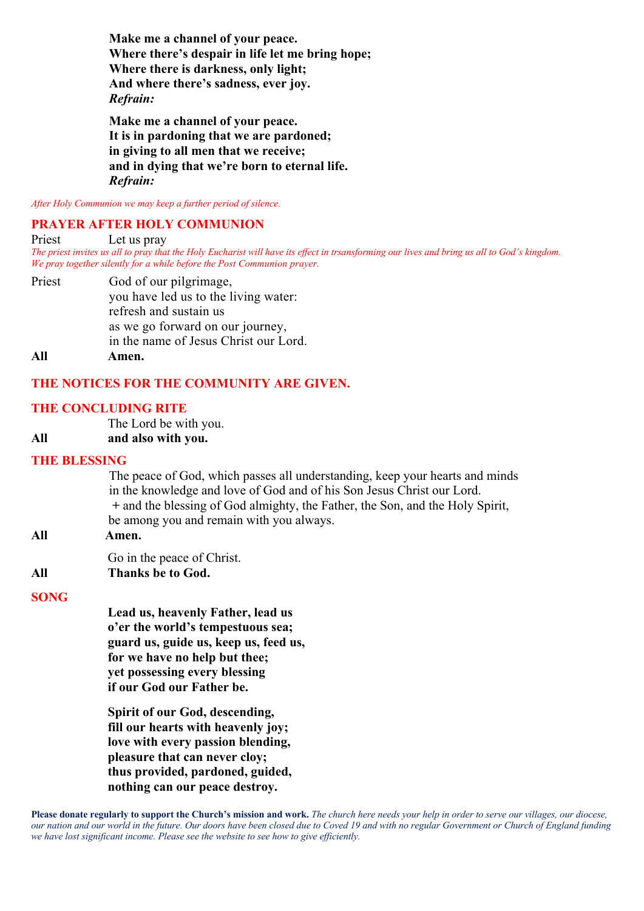**Make me a channel of your peace.**
**Where there's despair in life let me bring hope;**
**Where there is darkness, only light;**
**And where there's sadness, ever joy.**
***Refrain:***

**Make me a channel of your peace.**
**It is in pardoning that we are pardoned;**
**in giving to all men that we receive;**
**and in dying that we're born to eternal life.**
***Refrain:***

*After Holy Communion we may keep a further period of silence.*

## PRAYER AFTER HOLY COMMUNION

Priest Let us pray

*The priest invites us all to pray that the Holy Eucharist will have its effect in trsansforming our lives and bring us all to God's kingdom. We pray together silently for a while before the Post Communion prayer.*

Priest God of our pilgrimage,
you have led us to the living water:
refresh and sustain us
as we go forward on our journey,
in the name of Jesus Christ our Lord.

**All Amen.**

## THE NOTICES FOR THE COMMUNITY ARE GIVEN.

## THE CONCLUDING RITE

The Lord be with you.

**All and also with you.**

## THE BLESSING

The peace of God, which passes all understanding, keep your hearts and minds in the knowledge and love of God and of his Son Jesus Christ our Lord.
+ and the blessing of God almighty, the Father, the Son, and the Holy Spirit, be among you and remain with you always.

**All Amen.**

Go in the peace of Christ.

**All Thanks be to God.**

## SONG

**Lead us, heavenly Father, lead us**
**o'er the world's tempestuous sea;**
**guard us, guide us, keep us, feed us,**
**for we have no help but thee;**
**yet possessing every blessing**
**if our God our Father be.**

**Spirit of our God, descending,**
**fill our hearts with heavenly joy;**
**love with every passion blending,**
**pleasure that can never cloy;**
**thus provided, pardoned, guided,**
**nothing can our peace destroy.**

**Please donate regularly to support the Church's mission and work.** *The church here needs your help in order to serve our villages, our diocese, our nation and our world in the future. Our doors have been closed due to Coved 19 and with no regular Government or Church of England funding we have lost significant income. Please see the website to see how to give efficiently.*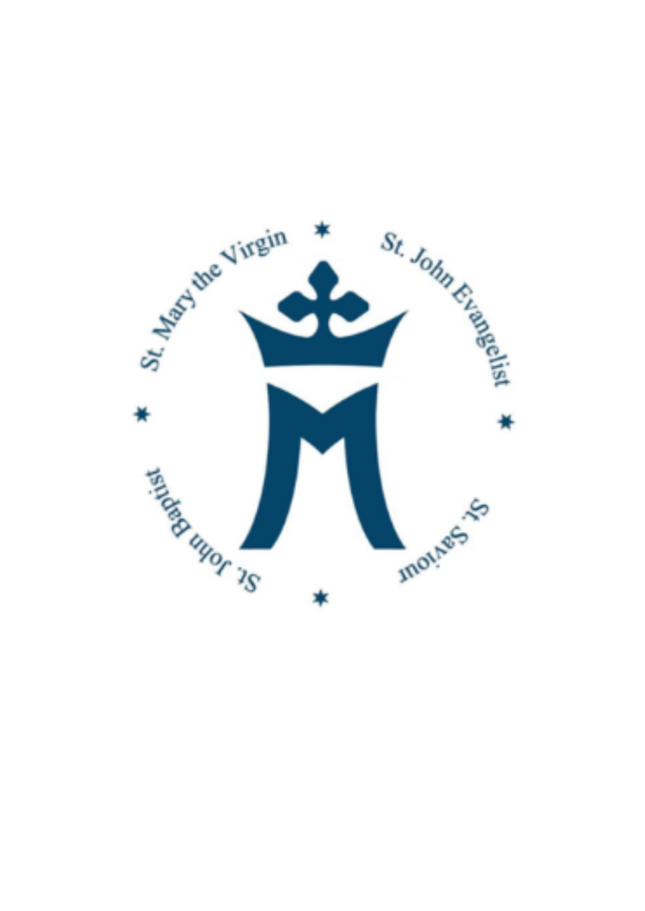St. Mary the Virgin ★ St. John Evangelist ★ St. Saviour ★ St. John Baptist ★